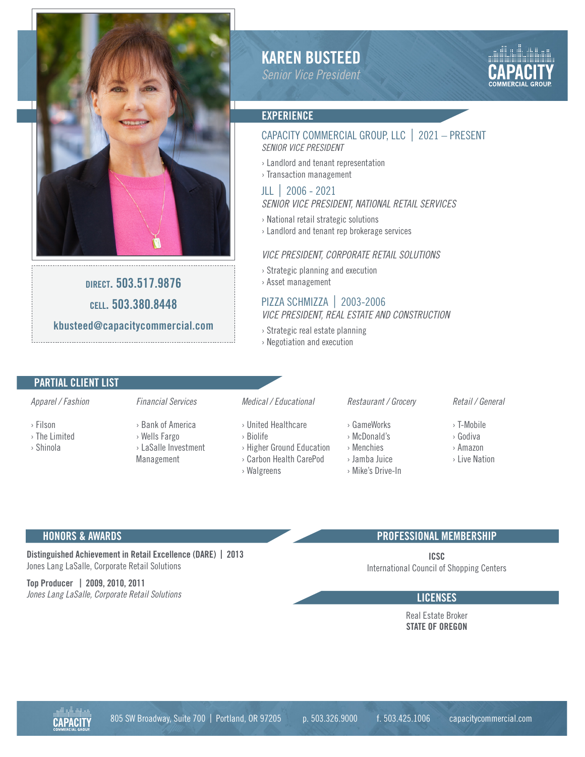# KAREN BUSTEED

*Senior Vice President*

CAPACITY COMMERCIAL GROUP

**DIRECT.** 503.517.9876

**CELL.** 503.380.8448

kbusteed@capacitycommercial.com

## EXPERIENCE

### CAPACITY COMMERCIAL GROUP, LLC | 2021 – PRESENT

*SENIOR VICE PRESIDENT*

- Landlord and tenant representation
- Transaction management

### JLL | 2006 - 2021

*SENIOR VICE PRESIDENT, NATIONAL RETAIL SERVICES*

- National retail strategic solutions
- Landlord and tenant rep brokerage services

*VICE PRESIDENT, CORPORATE RETAIL SOLUTIONS*

- Strategic planning and execution
- Asset management

### PIZZA SCHMIZZA | 2003-2006

*VICE PRESIDENT, REAL ESTATE AND CONSTRUCTION*

- Strategic real estate planning
- Negotiation and execution

## PARTIAL CLIENT LIST

*Apparel / Fashion*

- Filson
- The Limited
- Shinola

*Financial Services*

- Bank of America
- Wells Fargo
- LaSalle Investment Management

*Medical / Educational*

- United Healthcare
- Biolife
- Higher Ground Education
- Carbon Health CarePod
- Walgreens

*Restaurant / Grocery*

- GameWorks
- McDonald's
- Menchies
- Jamba Juice
- Mike's Drive-In

*Retail / General*

- T-Mobile
- Godiva
- Amazon
- Live Nation

## HONORS & AWARDS

**Distinguished Achievement in Retail Excellence (DARE) | 2013**
Jones Lang LaSalle, Corporate Retail Solutions

**Top Producer | 2009, 2010, 2011**
*Jones Lang LaSalle, Corporate Retail Solutions*

## PROFESSIONAL MEMBERSHIP

**ICSC**
International Council of Shopping Centers

## LICENSES

Real Estate Broker
**STATE OF OREGON**

805 SW Broadway, Suite 700 | Portland, OR 97205 p. 503.326.9000 f. 503.425.1006 capacitycommercial.com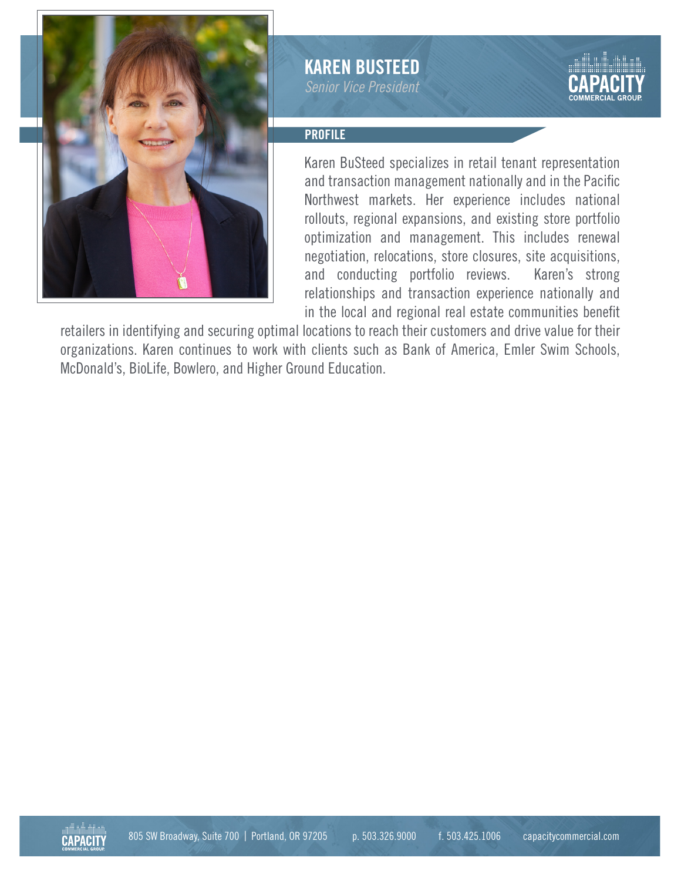# KAREN BUSTEED

*Senior Vice President*

CAPACITY COMMERCIAL GROUP

## PROFILE

Karen BuSteed specializes in retail tenant representation and transaction management nationally and in the Pacific Northwest markets. Her experience includes national rollouts, regional expansions, and existing store portfolio optimization and management. This includes renewal negotiation, relocations, store closures, site acquisitions, and conducting portfolio reviews. Karen's strong relationships and transaction experience nationally and in the local and regional real estate communities benefit retailers in identifying and securing optimal locations to reach their customers and drive value for their organizations. Karen continues to work with clients such as Bank of America, Emler Swim Schools, McDonald's, BioLife, Bowlero, and Higher Ground Education.

805 SW Broadway, Suite 700 | Portland, OR 97205 p. 503.326.9000 f. 503.425.1006 capacitycommercial.com